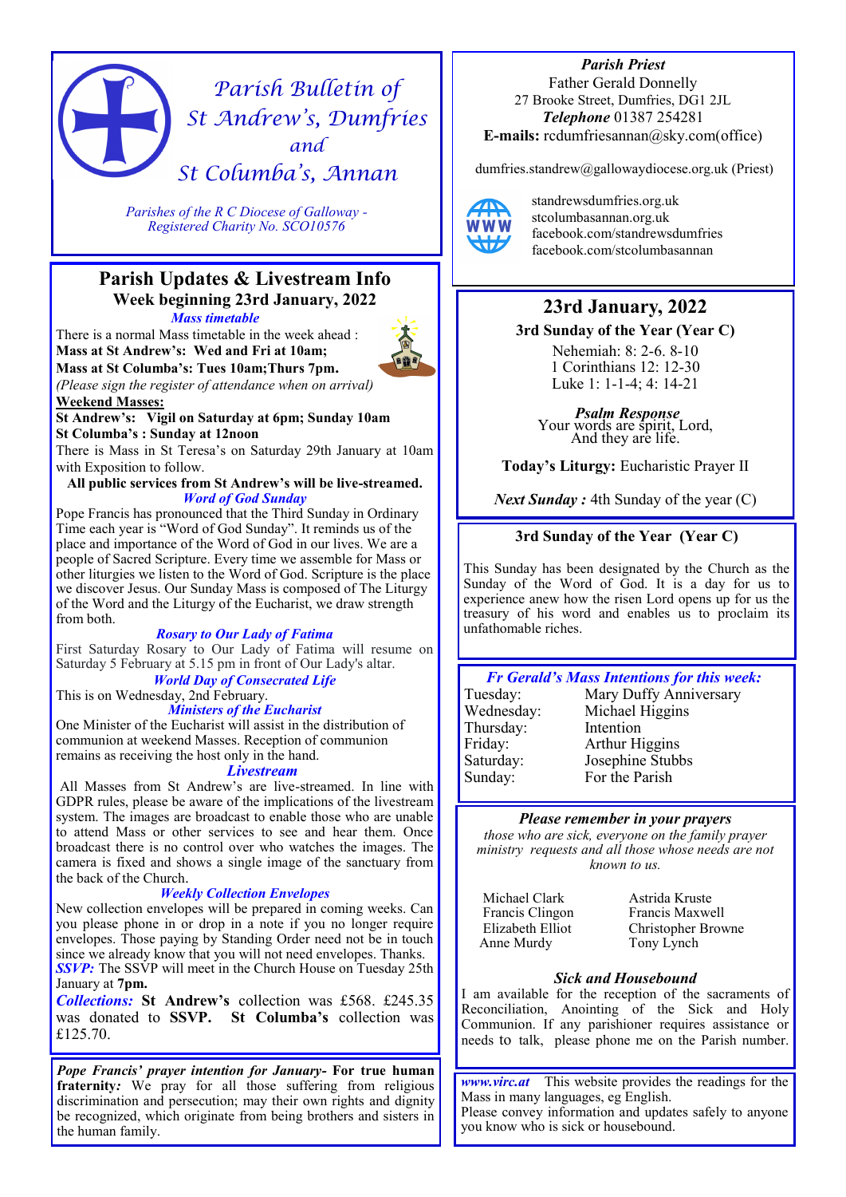# Parish Bulletin of St Andrew's, Dumfries and St Columba's, Annan

*Parishes of the R C Diocese of Galloway - Registered Charity No. SCO10576*

## Parish Updates & Livestream Info

### Week beginning 23rd January, 2022

***Mass timetable***

There is a normal Mass timetable in the week ahead :

**Mass at St Andrew's: Wed and Fri at 10am;**

**Mass at St Columba's: Tues 10am;Thurs 7pm.**

*(Please sign the register of attendance when on arrival)*

**Weekend Masses:**

**St Andrew's: Vigil on Saturday at 6pm; Sunday 10am**

**St Columba's : Sunday at 12noon**

There is Mass in St Teresa's on Saturday 29th January at 10am with Exposition to follow.

**All public services from St Andrew's will be live-streamed.**

***Word of God Sunday***

Pope Francis has pronounced that the Third Sunday in Ordinary Time each year is "Word of God Sunday". It reminds us of the place and importance of the Word of God in our lives. We are a people of Sacred Scripture. Every time we assemble for Mass or other liturgies we listen to the Word of God. Scripture is the place we discover Jesus. Our Sunday Mass is composed of The Liturgy of the Word and the Liturgy of the Eucharist, we draw strength from both.

***Rosary to Our Lady of Fatima***

First Saturday Rosary to Our Lady of Fatima will resume on Saturday 5 February at 5.15 pm in front of Our Lady's altar.

***World Day of Consecrated Life***

This is on Wednesday, 2nd February.

***Ministers of the Eucharist***

One Minister of the Eucharist will assist in the distribution of communion at weekend Masses. Reception of communion remains as receiving the host only in the hand.

***Livestream***

All Masses from St Andrew's are live-streamed. In line with GDPR rules, please be aware of the implications of the livestream system. The images are broadcast to enable those who are unable to attend Mass or other services to see and hear them. Once broadcast there is no control over who watches the images. The camera is fixed and shows a single image of the sanctuary from the back of the Church.

***Weekly Collection Envelopes***

New collection envelopes will be prepared in coming weeks. Can you please phone in or drop in a note if you no longer require envelopes. Those paying by Standing Order need not be in touch since we already know that you will not need envelopes. Thanks.

***SSVP:*** The SSVP will meet in the Church House on Tuesday 25th January at **7pm.**

***Collections:*** **St Andrew's** collection was £568. £245.35 was donated to **SSVP. St Columba's** collection was £125.70.

***Pope Francis' prayer intention for January*- For true human fraternity*:*** We pray for all those suffering from religious discrimination and persecution; may their own rights and dignity be recognized, which originate from being brothers and sisters in the human family.

***Parish Priest***

Father Gerald Donnelly
27 Brooke Street, Dumfries, DG1 2JL
***Telephone*** 01387 254281
**E-mails:** rcdumfriesannan@sky.com(office)

dumfries.standrew@gallowaydiocese.org.uk (Priest)

standrewsdumfries.org.uk
stcolumbasannan.org.uk
facebook.com/standrewsdumfries
facebook.com/stcolumbasannan

## 23rd January, 2022

**3rd Sunday of the Year (Year C)**

Nehemiah: 8: 2-6. 8-10
1 Corinthians 12: 12-30
Luke 1: 1-1-4; 4: 14-21

***Psalm Response***
Your words are spirit, Lord,
And they are life.

**Today's Liturgy:** Eucharistic Prayer II

***Next Sunday :*** 4th Sunday of the year (C)

### 3rd Sunday of the Year (Year C)

This Sunday has been designated by the Church as the Sunday of the Word of God. It is a day for us to experience anew how the risen Lord opens up for us the treasury of his word and enables us to proclaim its unfathomable riches.

***Fr Gerald's Mass Intentions for this week:***

| | |
|---|---|
| Tuesday: | Mary Duffy Anniversary |
| Wednesday: | Michael Higgins |
| Thursday: | Intention |
| Friday: | Arthur Higgins |
| Saturday: | Josephine Stubbs |
| Sunday: | For the Parish |

***Please remember in your prayers***

*those who are sick, everyone on the family prayer ministry requests and all those whose needs are not known to us.*

| | |
|---|---|
| Michael Clark | Astrida Kruste |
| Francis Clingon | Francis Maxwell |
| Elizabeth Elliot | Christopher Browne |
| Anne Murdy | Tony Lynch |

***Sick and Housebound***

I am available for the reception of the sacraments of Reconciliation, Anointing of the Sick and Holy Communion. If any parishioner requires assistance or needs to talk, please phone me on the Parish number.

***www.virc.at*** This website provides the readings for the Mass in many languages, eg English.
Please convey information and updates safely to anyone you know who is sick or housebound.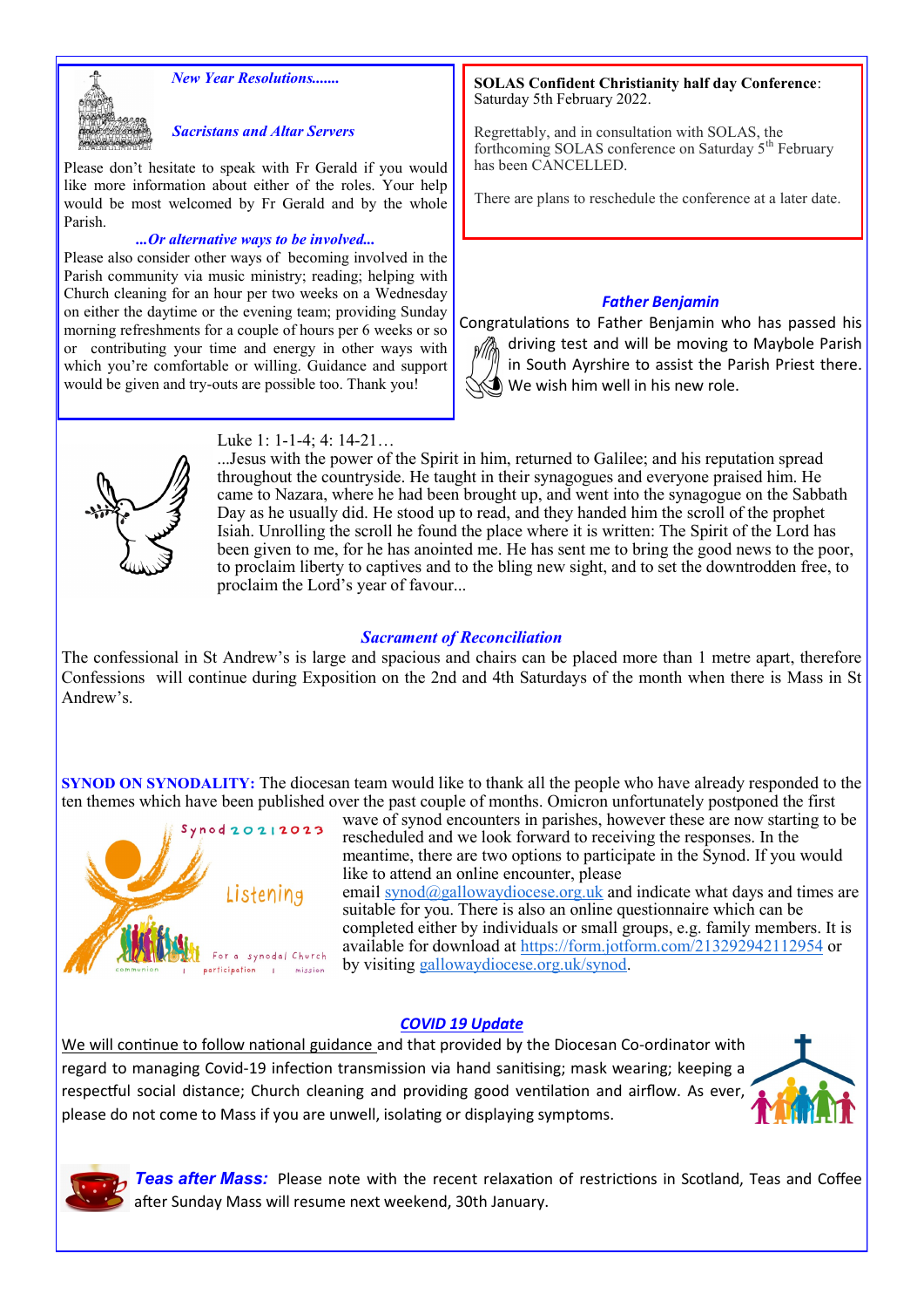### *New Year Resolutions.......*

### *Sacristans and Altar Servers*

Please don't hesitate to speak with Fr Gerald if you would like more information about either of the roles. Your help would be most welcomed by Fr Gerald and by the whole Parish.

***...Or alternative ways to be involved...***

Please also consider other ways of becoming involved in the Parish community via music ministry; reading; helping with Church cleaning for an hour per two weeks on a Wednesday on either the daytime or the evening team; providing Sunday morning refreshments for a couple of hours per 6 weeks or so or contributing your time and energy in other ways with which you're comfortable or willing. Guidance and support would be given and try-outs are possible too. Thank you!

**SOLAS Confident Christianity half day Conference**: Saturday 5th February 2022.

Regrettably, and in consultation with SOLAS, the forthcoming SOLAS conference on Saturday 5th February has been CANCELLED.

There are plans to reschedule the conference at a later date.

### *Father Benjamin*

Congratulations to Father Benjamin who has passed his driving test and will be moving to Maybole Parish in South Ayrshire to assist the Parish Priest there. We wish him well in his new role.

Luke 1: 1-1-4; 4: 14-21…

...Jesus with the power of the Spirit in him, returned to Galilee; and his reputation spread throughout the countryside. He taught in their synagogues and everyone praised him. He came to Nazara, where he had been brought up, and went into the synagogue on the Sabbath Day as he usually did. He stood up to read, and they handed him the scroll of the prophet Isiah. Unrolling the scroll he found the place where it is written: The Spirit of the Lord has been given to me, for he has anointed me. He has sent me to bring the good news to the poor, to proclaim liberty to captives and to the bling new sight, and to set the downtrodden free, to proclaim the Lord's year of favour...

### *Sacrament of Reconciliation*

The confessional in St Andrew's is large and spacious and chairs can be placed more than 1 metre apart, therefore Confessions will continue during Exposition on the 2nd and 4th Saturdays of the month when there is Mass in St Andrew's.

**SYNOD ON SYNODALITY:** The diocesan team would like to thank all the people who have already responded to the ten themes which have been published over the past couple of months. Omicron unfortunately postponed the first wave of synod encounters in parishes, however these are now starting to be rescheduled and we look forward to receiving the responses. In the meantime, there are two options to participate in the Synod. If you would like to attend an online encounter, please email synod@gallowaydiocese.org.uk and indicate what days and times are suitable for you. There is also an online questionnaire which can be completed either by individuals or small groups, e.g. family members. It is available for download at https://form.jotform.com/213292942112954 or by visiting gallowaydiocese.org.uk/synod.

### *COVID 19 Update*

We will continue to follow national guidance and that provided by the Diocesan Co-ordinator with regard to managing Covid-19 infection transmission via hand sanitising; mask wearing; keeping a respectful social distance; Church cleaning and providing good ventilation and airflow. As ever, please do not come to Mass if you are unwell, isolating or displaying symptoms.

***Teas after Mass:*** Please note with the recent relaxation of restrictions in Scotland, Teas and Coffee after Sunday Mass will resume next weekend, 30th January.